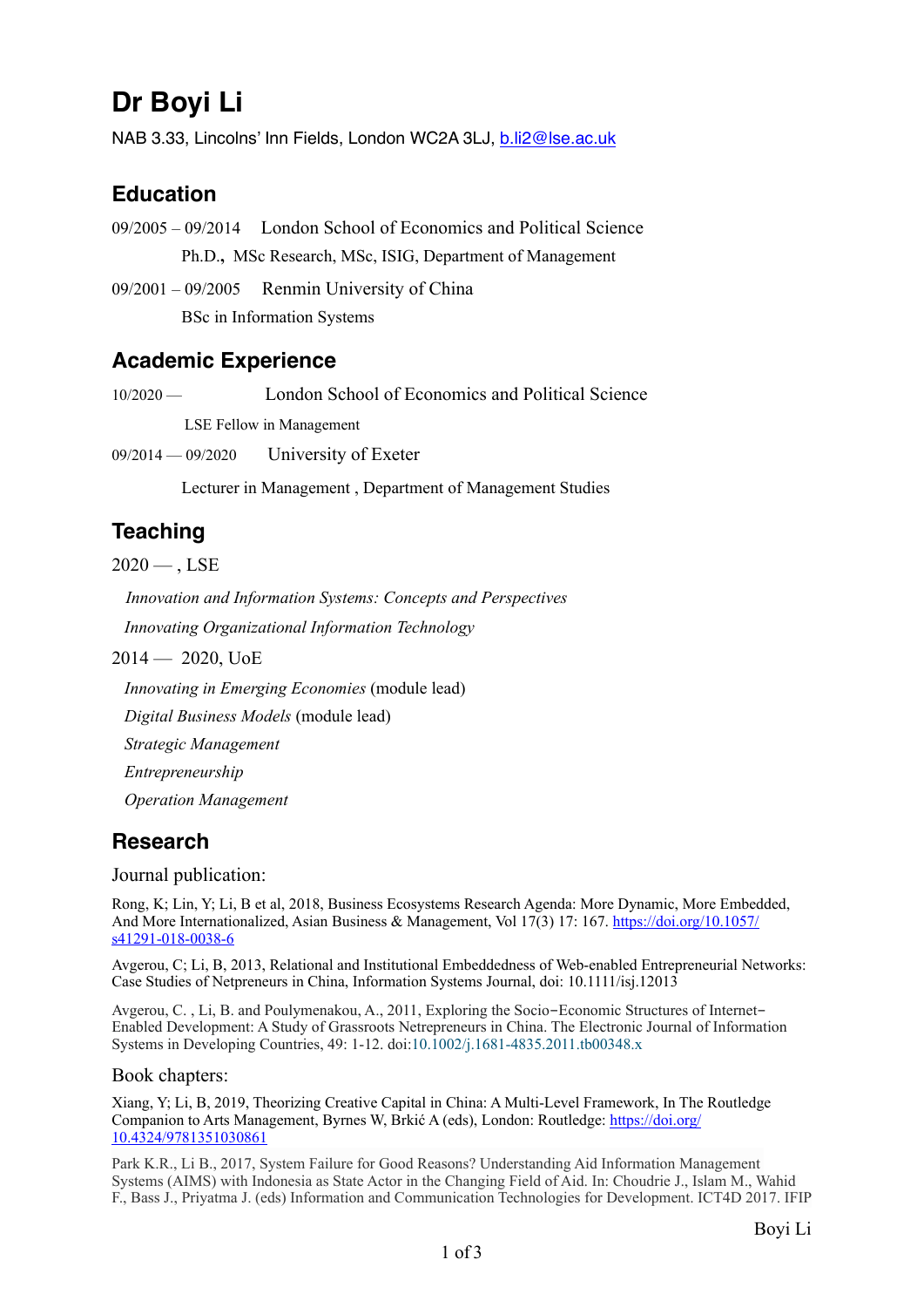# Dr Boyi Li

NAB 3.33, Lincolns' Inn Fields, London WC2A 3LJ, b.li2@lse.ac.uk

## Education

09/2005 – 09/2014 London School of Economics and Political Science

Ph.D., MSc Research, MSc, ISIG, Department of Management

09/2001 – 09/2005 Renmin University of China

BSc in Information Systems

## Academic Experience

10/2020 — London School of Economics and Political Science

LSE Fellow in Management

09/2014 — 09/2020 University of Exeter

Lecturer in Management , Department of Management Studies

## Teaching

2020 — , LSE

*Innovation and Information Systems: Concepts and Perspectives*

*Innovating Organizational Information Technology*

2014 — 2020, UoE

*Innovating in Emerging Economies* (module lead)

*Digital Business Models* (module lead)

*Strategic Management*

*Entrepreneurship*

*Operation Management*

## Research

Journal publication:

Rong, K; Lin, Y; Li, B et al, 2018, Business Ecosystems Research Agenda: More Dynamic, More Embedded, And More Internationalized, Asian Business & Management, Vol 17(3) 17: 167. https://doi.org/10.1057/s41291-018-0038-6

Avgerou, C; Li, B, 2013, Relational and Institutional Embeddedness of Web-enabled Entrepreneurial Networks: Case Studies of Netpreneurs in China, Information Systems Journal, doi: 10.1111/isj.12013

Avgerou, C. , Li, B. and Poulymenakou, A., 2011, Exploring the Socio‐Economic Structures of Internet‐Enabled Development: A Study of Grassroots Netpreneurs in China. The Electronic Journal of Information Systems in Developing Countries, 49: 1-12. doi:10.1002/j.1681-4835.2011.tb00348.x

Book chapters:

Xiang, Y; Li, B, 2019, Theorizing Creative Capital in China: A Multi-Level Framework, In The Routledge Companion to Arts Management, Byrnes W, Brkić A (eds), London: Routledge: https://doi.org/10.4324/9781351030861

Park K.R., Li B., 2017, System Failure for Good Reasons? Understanding Aid Information Management Systems (AIMS) with Indonesia as State Actor in the Changing Field of Aid. In: Choudrie J., Islam M., Wahid F., Bass J., Priyatma J. (eds) Information and Communication Technologies for Development. ICT4D 2017. IFIP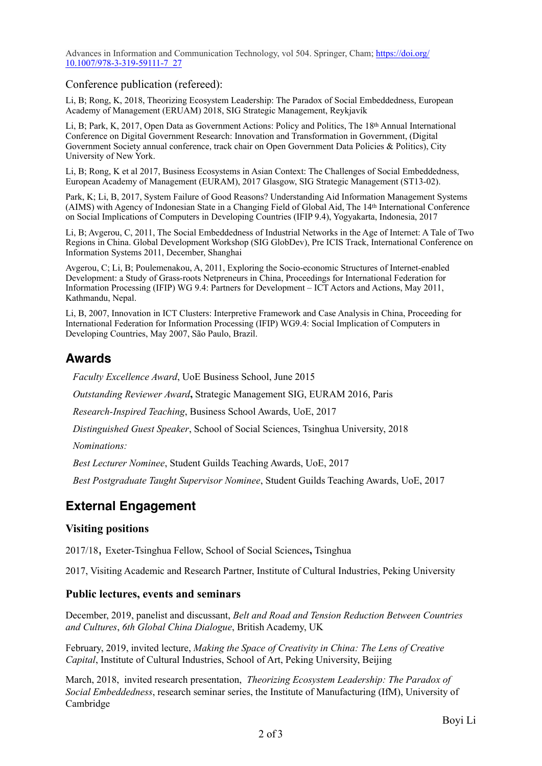Advances in Information and Communication Technology, vol 504. Springer, Cham; https://doi.org/10.1007/978-3-319-59111-7_27

Conference publication (refereed):

Li, B; Rong, K, 2018, Theorizing Ecosystem Leadership: The Paradox of Social Embeddedness, European Academy of Management (ERUAM) 2018, SIG Strategic Management, Reykjavík

Li, B; Park, K, 2017, Open Data as Government Actions: Policy and Politics, The 18th Annual International Conference on Digital Government Research: Innovation and Transformation in Government, (Digital Government Society annual conference, track chair on Open Government Data Policies & Politics), City University of New York.

Li, B; Rong, K et al 2017, Business Ecosystems in Asian Context: The Challenges of Social Embeddedness, European Academy of Management (EURAM), 2017 Glasgow, SIG Strategic Management (ST13-02).

Park, K; Li, B, 2017, System Failure of Good Reasons? Understanding Aid Information Management Systems (AIMS) with Agency of Indonesian State in a Changing Field of Global Aid, The 14th International Conference on Social Implications of Computers in Developing Countries (IFIP 9.4), Yogyakarta, Indonesia, 2017

Li, B; Avgerou, C, 2011, The Social Embeddedness of Industrial Networks in the Age of Internet: A Tale of Two Regions in China. Global Development Workshop (SIG GlobDev), Pre ICIS Track, International Conference on Information Systems 2011, December, Shanghai

Avgerou, C; Li, B; Poulemenakou, A, 2011, Exploring the Socio-economic Structures of Internet-enabled Development: a Study of Grass-roots Netpreneurs in China, Proceedings for International Federation for Information Processing (IFIP) WG 9.4: Partners for Development – ICT Actors and Actions, May 2011, Kathmandu, Nepal.

Li, B, 2007, Innovation in ICT Clusters: Interpretive Framework and Case Analysis in China, Proceeding for International Federation for Information Processing (IFIP) WG9.4: Social Implication of Computers in Developing Countries, May 2007, São Paulo, Brazil.

## Awards

*Faculty Excellence Award*, UoE Business School, June 2015

*Outstanding Reviewer Award*, Strategic Management SIG, EURAM 2016, Paris

*Research-Inspired Teaching*, Business School Awards, UoE, 2017

*Distinguished Guest Speaker*, School of Social Sciences, Tsinghua University, 2018

*Nominations:*

*Best Lecturer Nominee*, Student Guilds Teaching Awards, UoE, 2017

*Best Postgraduate Taught Supervisor Nominee*, Student Guilds Teaching Awards, UoE, 2017

## External Engagement

### Visiting positions

2017/18, Exeter-Tsinghua Fellow, School of Social Sciences, Tsinghua

2017, Visiting Academic and Research Partner, Institute of Cultural Industries, Peking University

### Public lectures, events and seminars

December, 2019, panelist and discussant, *Belt and Road and Tension Reduction Between Countries and Cultures*, *6th Global China Dialogue*, British Academy, UK

February, 2019, invited lecture, *Making the Space of Creativity in China: The Lens of Creative Capital*, Institute of Cultural Industries, School of Art, Peking University, Beijing

March, 2018, invited research presentation, *Theorizing Ecosystem Leadership: The Paradox of Social Embeddedness*, research seminar series, the Institute of Manufacturing (IfM), University of Cambridge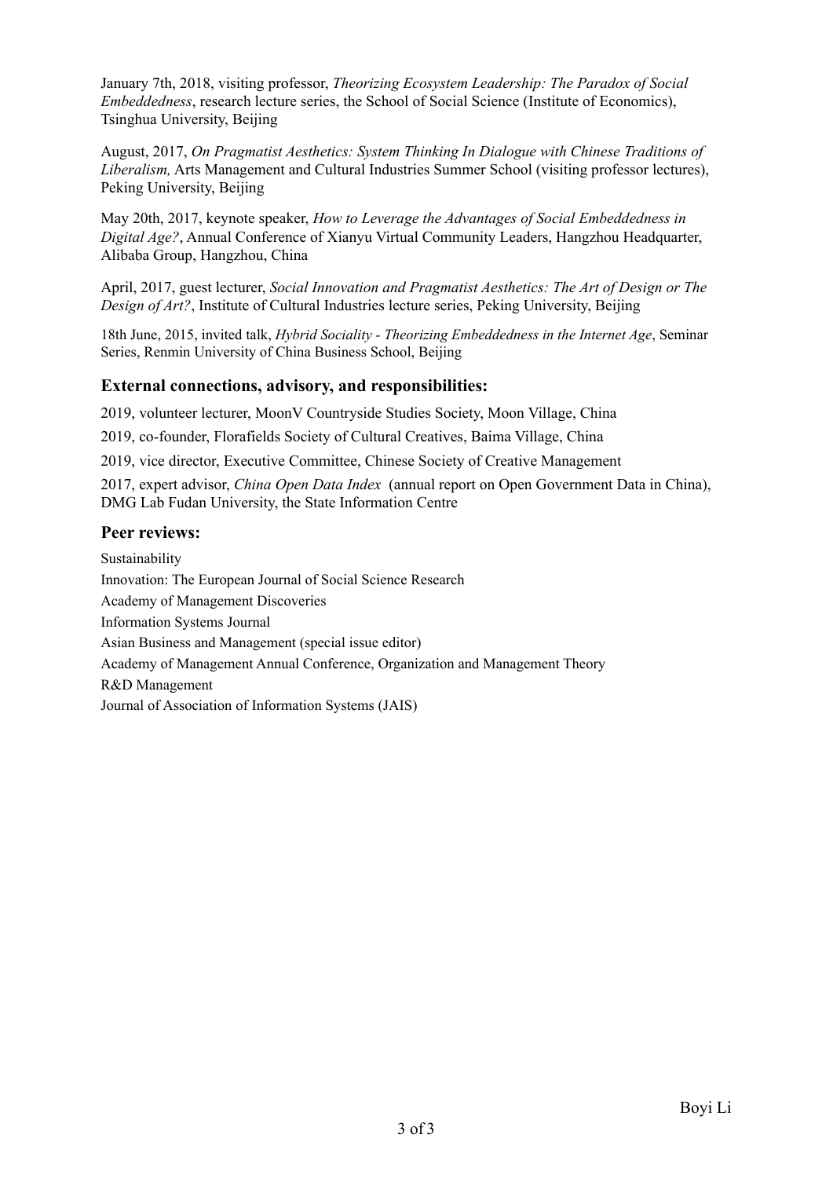January 7th, 2018, visiting professor, *Theorizing Ecosystem Leadership: The Paradox of Social Embeddedness*, research lecture series, the School of Social Science (Institute of Economics), Tsinghua University, Beijing

August, 2017, *On Pragmatist Aesthetics: System Thinking In Dialogue with Chinese Traditions of Liberalism,* Arts Management and Cultural Industries Summer School (visiting professor lectures), Peking University, Beijing

May 20th, 2017, keynote speaker, *How to Leverage the Advantages of Social Embeddedness in Digital Age?*, Annual Conference of Xianyu Virtual Community Leaders, Hangzhou Headquarter, Alibaba Group, Hangzhou, China

April, 2017, guest lecturer, *Social Innovation and Pragmatist Aesthetics: The Art of Design or The Design of Art?*, Institute of Cultural Industries lecture series, Peking University, Beijing

18th June, 2015, invited talk, *Hybrid Sociality - Theorizing Embeddedness in the Internet Age*, Seminar Series, Renmin University of China Business School, Beijing

## External connections, advisory, and responsibilities:

2019, volunteer lecturer, MoonV Countryside Studies Society, Moon Village, China

2019, co-founder, Florafields Society of Cultural Creatives, Baima Village, China

2019, vice director, Executive Committee, Chinese Society of Creative Management

2017, expert advisor, *China Open Data Index* (annual report on Open Government Data in China), DMG Lab Fudan University, the State Information Centre

## Peer reviews:

Sustainability

Innovation: The European Journal of Social Science Research

Academy of Management Discoveries

Information Systems Journal

Asian Business and Management (special issue editor)

Academy of Management Annual Conference, Organization and Management Theory

R&D Management

Journal of Association of Information Systems (JAIS)